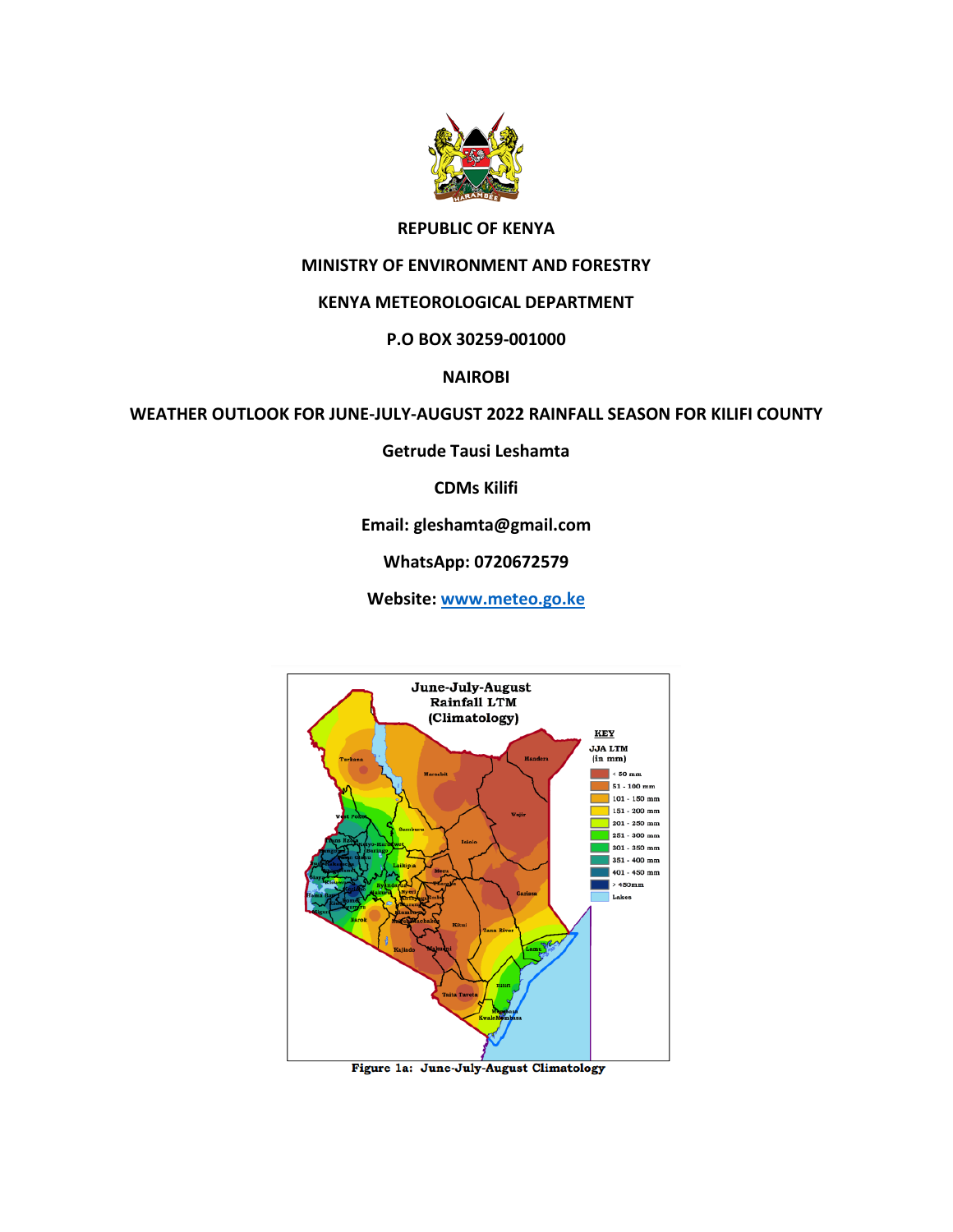**REPUBLIC OF KENYA**

**MINISTRY OF ENVIRONMENT AND FORESTRY**

**KENYA METEOROLOGICAL DEPARTMENT**

**P.O BOX 30259-001000**

**NAIROBI**

**WEATHER OUTLOOK FOR JUNE-JULY-AUGUST 2022 RAINFALL SEASON FOR KILIFI COUNTY**

**Getrude Tausi Leshamta**

**CDMs Kilifi**

**Email: gleshamta@gmail.com**

**WhatsApp: 0720672579**

**Website: [www.meteo.go.ke](www.meteo.go.ke)**

Figure 1a: June-July-August Climatology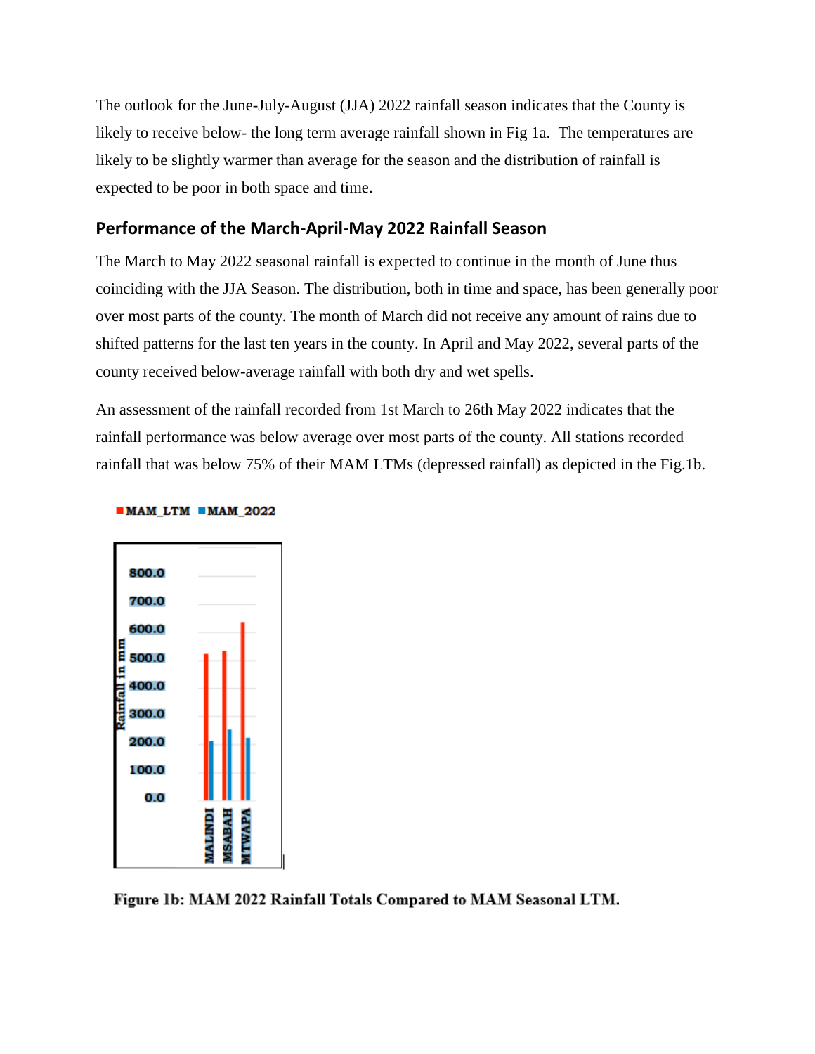The outlook for the June-July-August (JJA) 2022 rainfall season indicates that the County is likely to receive below- the long term average rainfall shown in Fig 1a. The temperatures are likely to be slightly warmer than average for the season and the distribution of rainfall is expected to be poor in both space and time.

## Performance of the March-April-May 2022 Rainfall Season

The March to May 2022 seasonal rainfall is expected to continue in the month of June thus coinciding with the JJA Season. The distribution, both in time and space, has been generally poor over most parts of the county. The month of March did not receive any amount of rains due to shifted patterns for the last ten years in the county. In April and May 2022, several parts of the county received below-average rainfall with both dry and wet spells.

An assessment of the rainfall recorded from 1st March to 26th May 2022 indicates that the rainfall performance was below average over most parts of the county. All stations recorded rainfall that was below 75% of their MAM LTMs (depressed rainfall) as depicted in the Fig.1b.

**Figure 1b: MAM 2022 Rainfall Totals Compared to MAM Seasonal LTM.**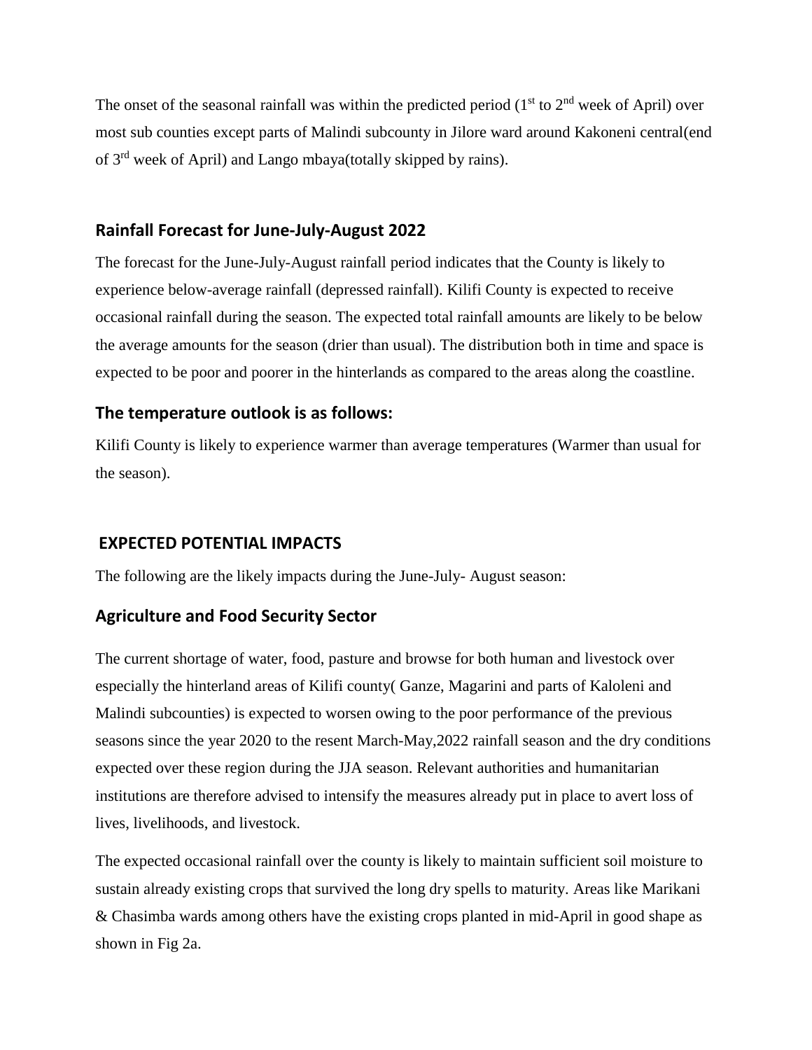The onset of the seasonal rainfall was within the predicted period (1st to 2nd week of April) over most sub counties except parts of Malindi subcounty in Jilore ward around Kakoneni central(end of 3rd week of April) and Lango mbaya(totally skipped by rains).

## Rainfall Forecast for June-July-August 2022

The forecast for the June-July-August rainfall period indicates that the County is likely to experience below-average rainfall (depressed rainfall). Kilifi County is expected to receive occasional rainfall during the season. The expected total rainfall amounts are likely to be below the average amounts for the season (drier than usual). The distribution both in time and space is expected to be poor and poorer in the hinterlands as compared to the areas along the coastline.

## The temperature outlook is as follows:

Kilifi County is likely to experience warmer than average temperatures (Warmer than usual for the season).

## EXPECTED POTENTIAL IMPACTS

The following are the likely impacts during the June-July- August season:

## Agriculture and Food Security Sector

The current shortage of water, food, pasture and browse for both human and livestock over especially the hinterland areas of Kilifi county( Ganze, Magarini and parts of Kaloleni and Malindi subcounties) is expected to worsen owing to the poor performance of the previous seasons since the year 2020 to the resent March-May,2022 rainfall season and the dry conditions expected over these region during the JJA season. Relevant authorities and humanitarian institutions are therefore advised to intensify the measures already put in place to avert loss of lives, livelihoods, and livestock.

The expected occasional rainfall over the county is likely to maintain sufficient soil moisture to sustain already existing crops that survived the long dry spells to maturity. Areas like Marikani & Chasimba wards among others have the existing crops planted in mid-April in good shape as shown in Fig 2a.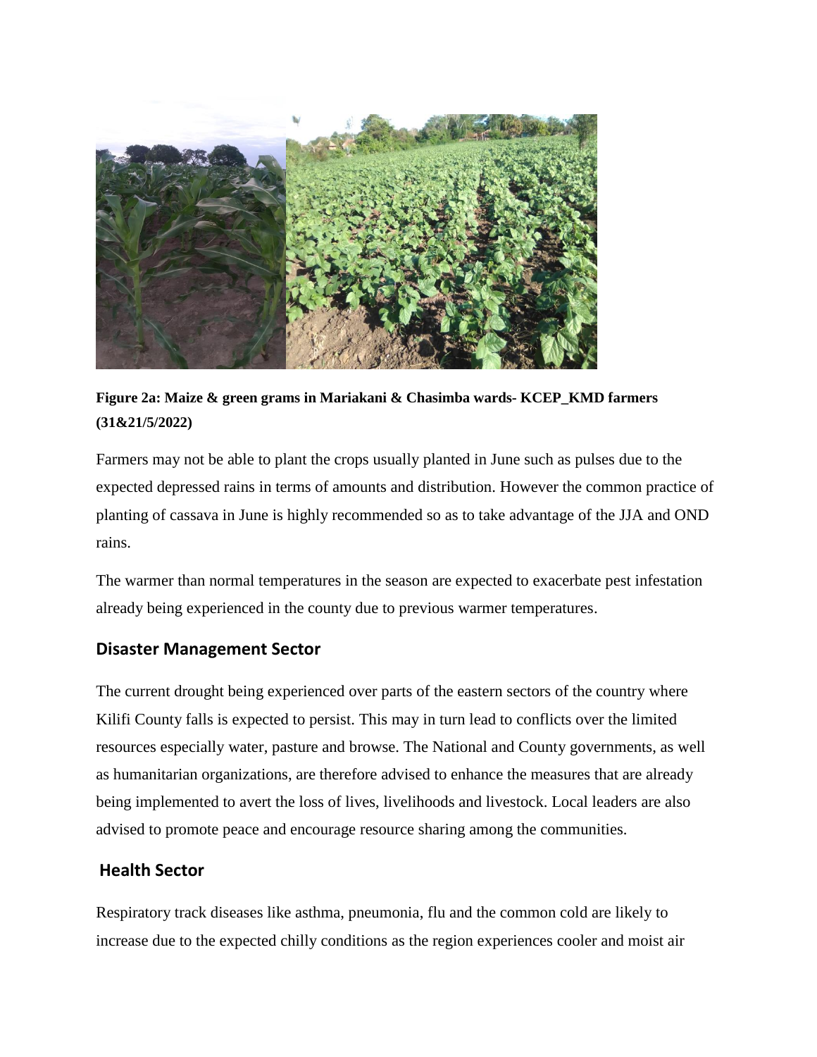**Figure 2a: Maize & green grams in Mariakani & Chasimba wards- KCEP_KMD farmers (31&21/5/2022)**

Farmers may not be able to plant the crops usually planted in June such as pulses due to the expected depressed rains in terms of amounts and distribution. However the common practice of planting of cassava in June is highly recommended so as to take advantage of the JJA and OND rains.

The warmer than normal temperatures in the season are expected to exacerbate pest infestation already being experienced in the county due to previous warmer temperatures.

## Disaster Management Sector

The current drought being experienced over parts of the eastern sectors of the country where Kilifi County falls is expected to persist. This may in turn lead to conflicts over the limited resources especially water, pasture and browse. The National and County governments, as well as humanitarian organizations, are therefore advised to enhance the measures that are already being implemented to avert the loss of lives, livelihoods and livestock. Local leaders are also advised to promote peace and encourage resource sharing among the communities.

## Health Sector

Respiratory track diseases like asthma, pneumonia, flu and the common cold are likely to increase due to the expected chilly conditions as the region experiences cooler and moist air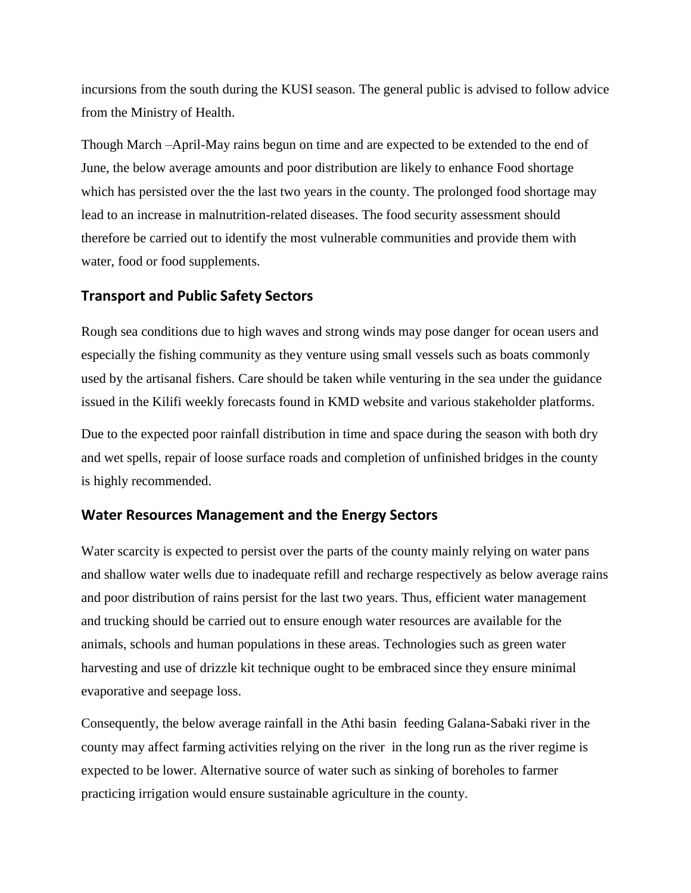incursions from the south during the KUSI season. The general public is advised to follow advice from the Ministry of Health.

Though March –April-May rains begun on time and are expected to be extended to the end of June, the below average amounts and poor distribution are likely to enhance Food shortage which has persisted over the the last two years in the county. The prolonged food shortage may lead to an increase in malnutrition-related diseases. The food security assessment should therefore be carried out to identify the most vulnerable communities and provide them with water, food or food supplements.

## Transport and Public Safety Sectors

Rough sea conditions due to high waves and strong winds may pose danger for ocean users and especially the fishing community as they venture using small vessels such as boats commonly used by the artisanal fishers. Care should be taken while venturing in the sea under the guidance issued in the Kilifi weekly forecasts found in KMD website and various stakeholder platforms.

Due to the expected poor rainfall distribution in time and space during the season with both dry and wet spells, repair of loose surface roads and completion of unfinished bridges in the county is highly recommended.

## Water Resources Management and the Energy Sectors

Water scarcity is expected to persist over the parts of the county mainly relying on water pans and shallow water wells due to inadequate refill and recharge respectively as below average rains and poor distribution of rains persist for the last two years. Thus, efficient water management and trucking should be carried out to ensure enough water resources are available for the animals, schools and human populations in these areas. Technologies such as green water harvesting and use of drizzle kit technique ought to be embraced since they ensure minimal evaporative and seepage loss.

Consequently, the below average rainfall in the Athi basin feeding Galana-Sabaki river in the county may affect farming activities relying on the river in the long run as the river regime is expected to be lower. Alternative source of water such as sinking of boreholes to farmer practicing irrigation would ensure sustainable agriculture in the county.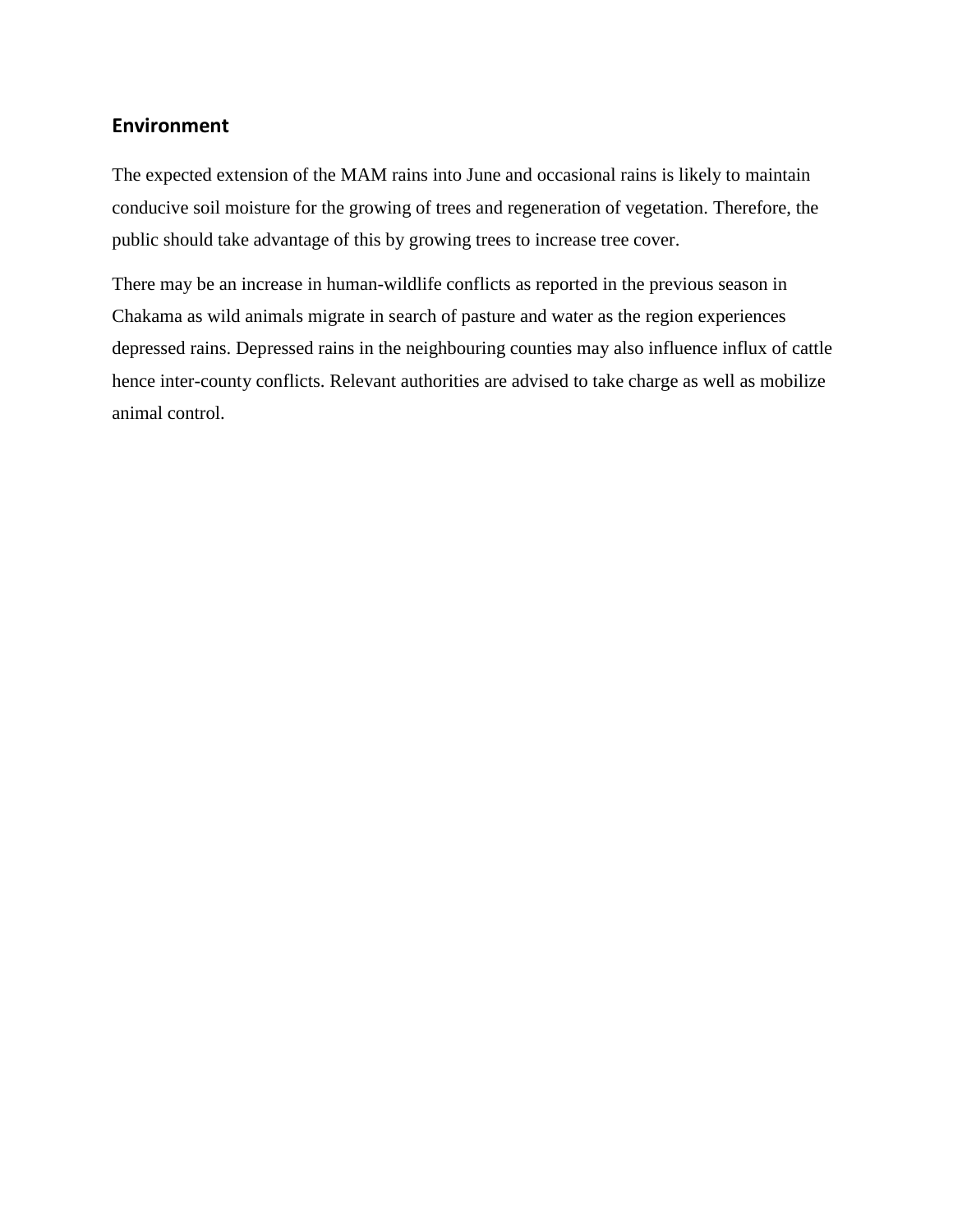## Environment

The expected extension of the MAM rains into June and occasional rains is likely to maintain conducive soil moisture for the growing of trees and regeneration of vegetation. Therefore, the public should take advantage of this by growing trees to increase tree cover.

There may be an increase in human-wildlife conflicts as reported in the previous season in Chakama as wild animals migrate in search of pasture and water as the region experiences depressed rains. Depressed rains in the neighbouring counties may also influence influx of cattle hence inter-county conflicts. Relevant authorities are advised to take charge as well as mobilize animal control.